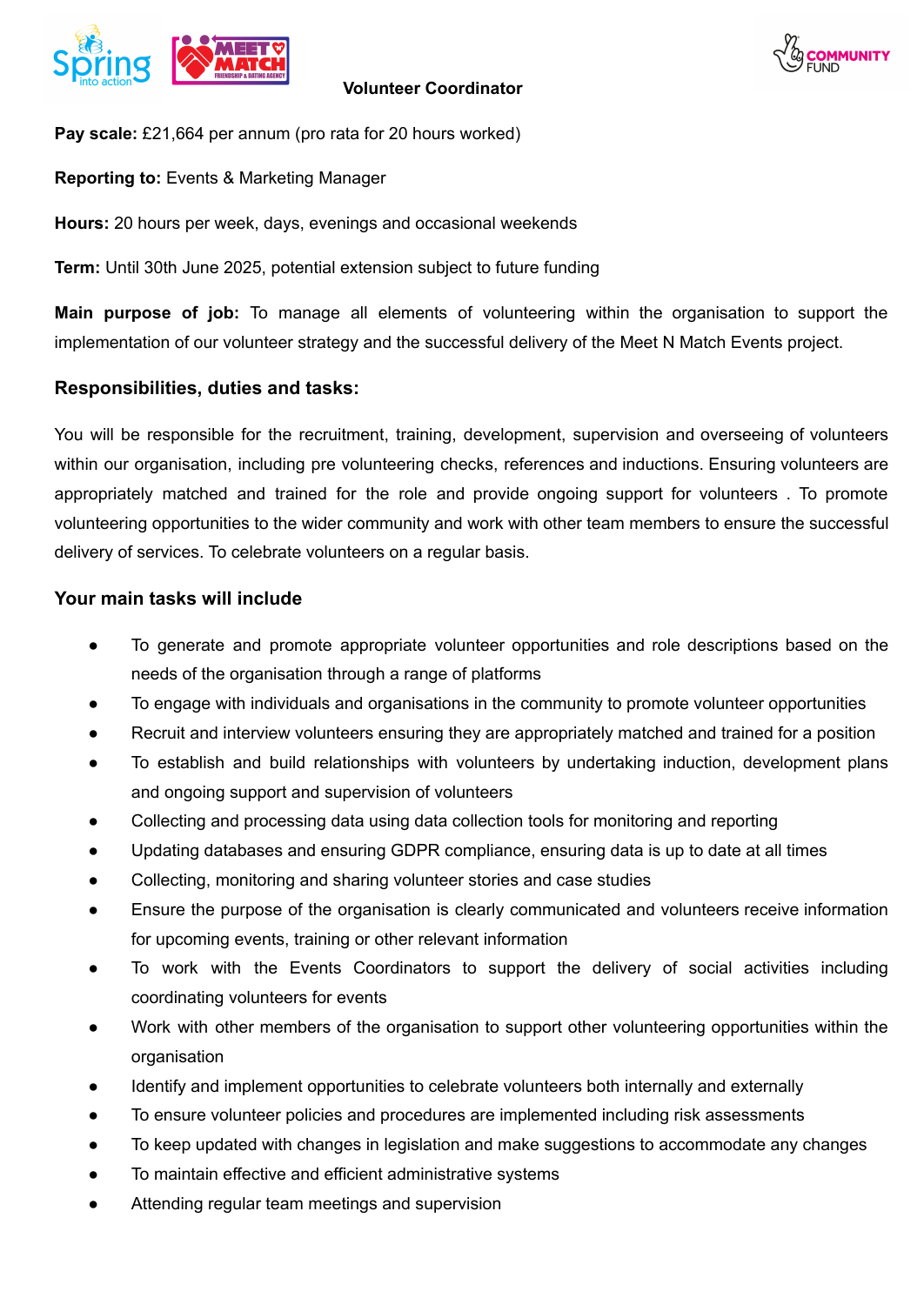# Volunteer Coordinator

**Pay scale:** £21,664 per annum (pro rata for 20 hours worked)

**Reporting to:** Events & Marketing Manager

**Hours:** 20 hours per week, days, evenings and occasional weekends

**Term:** Until 30th June 2025, potential extension subject to future funding

**Main purpose of job:** To manage all elements of volunteering within the organisation to support the implementation of our volunteer strategy and the successful delivery of the Meet N Match Events project.

## Responsibilities, duties and tasks:

You will be responsible for the recruitment, training, development, supervision and overseeing of volunteers within our organisation, including pre volunteering checks, references and inductions. Ensuring volunteers are appropriately matched and trained for the role and provide ongoing support for volunteers . To promote volunteering opportunities to the wider community and work with other team members to ensure the successful delivery of services. To celebrate volunteers on a regular basis.

## Your main tasks will include

- To generate and promote appropriate volunteer opportunities and role descriptions based on the needs of the organisation through a range of platforms
- To engage with individuals and organisations in the community to promote volunteer opportunities
- Recruit and interview volunteers ensuring they are appropriately matched and trained for a position
- To establish and build relationships with volunteers by undertaking induction, development plans and ongoing support and supervision of volunteers
- Collecting and processing data using data collection tools for monitoring and reporting
- Updating databases and ensuring GDPR compliance, ensuring data is up to date at all times
- Collecting, monitoring and sharing volunteer stories and case studies
- Ensure the purpose of the organisation is clearly communicated and volunteers receive information for upcoming events, training or other relevant information
- To work with the Events Coordinators to support the delivery of social activities including coordinating volunteers for events
- Work with other members of the organisation to support other volunteering opportunities within the organisation
- Identify and implement opportunities to celebrate volunteers both internally and externally
- To ensure volunteer policies and procedures are implemented including risk assessments
- To keep updated with changes in legislation and make suggestions to accommodate any changes
- To maintain effective and efficient administrative systems
- Attending regular team meetings and supervision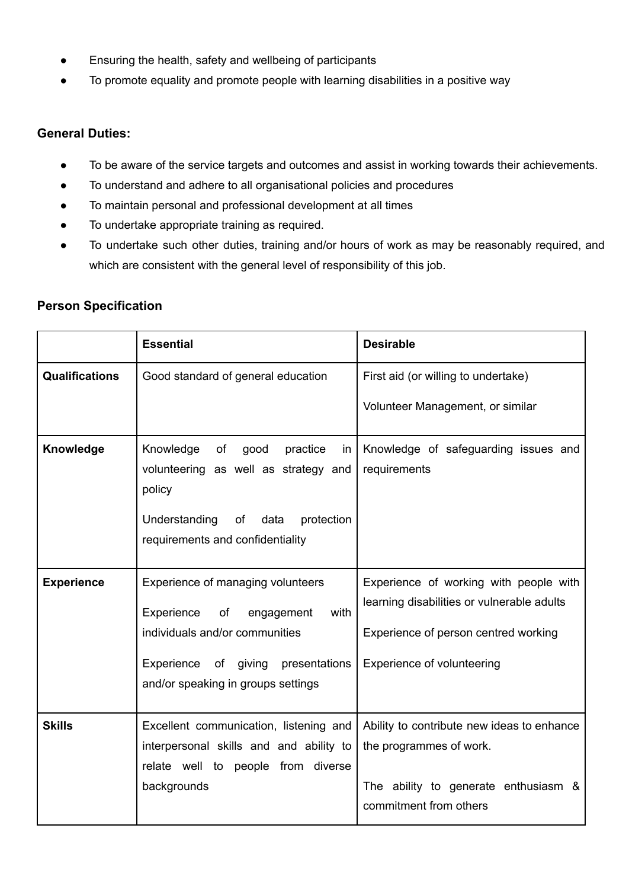- Ensuring the health, safety and wellbeing of participants
- To promote equality and promote people with learning disabilities in a positive way

**General Duties:**

- To be aware of the service targets and outcomes and assist in working towards their achievements.
- To understand and adhere to all organisational policies and procedures
- To maintain personal and professional development at all times
- To undertake appropriate training as required.
- To undertake such other duties, training and/or hours of work as may be reasonably required, and which are consistent with the general level of responsibility of this job.

**Person Specification**

| | **Essential** | **Desirable** |
|---|---|---|
| **Qualifications** | Good standard of general education | First aid (or willing to undertake)<br><br>Volunteer Management, or similar |
| **Knowledge** | Knowledge of good practice in volunteering as well as strategy and policy<br><br>Understanding of data protection requirements and confidentiality | Knowledge of safeguarding issues and requirements |
| **Experience** | Experience of managing volunteers<br><br>Experience of engagement with individuals and/or communities<br><br>Experience of giving presentations and/or speaking in groups settings | Experience of working with people with learning disabilities or vulnerable adults<br><br>Experience of person centred working<br><br>Experience of volunteering |
| **Skills** | Excellent communication, listening and interpersonal skills and and ability to relate well to people from diverse backgrounds | Ability to contribute new ideas to enhance the programmes of work.<br><br>The ability to generate enthusiasm & commitment from others |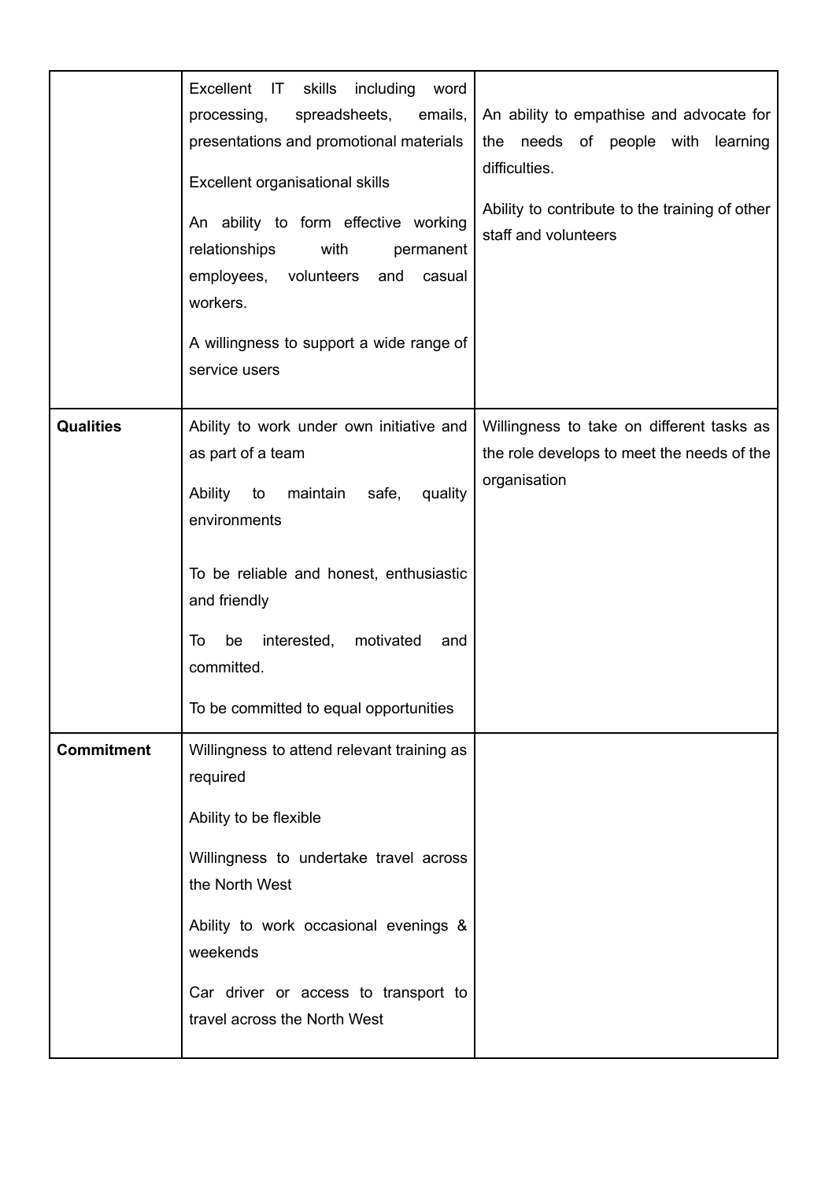| | | |
|---|---|---|
| | Excellent IT skills including word processing, spreadsheets, emails, presentations and promotional materials<br><br>Excellent organisational skills<br><br>An ability to form effective working relationships with permanent employees, volunteers and casual workers.<br><br>A willingness to support a wide range of service users | An ability to empathise and advocate for the needs of people with learning difficulties.<br><br>Ability to contribute to the training of other staff and volunteers |
| **Qualities** | Ability to work under own initiative and as part of a team<br><br>Ability to maintain safe, quality environments<br><br>To be reliable and honest, enthusiastic and friendly<br><br>To be interested, motivated and committed.<br><br>To be committed to equal opportunities | Willingness to take on different tasks as the role develops to meet the needs of the organisation |
| **Commitment** | Willingness to attend relevant training as required<br><br>Ability to be flexible<br><br>Willingness to undertake travel across the North West<br><br>Ability to work occasional evenings & weekends<br><br>Car driver or access to transport to travel across the North West | |